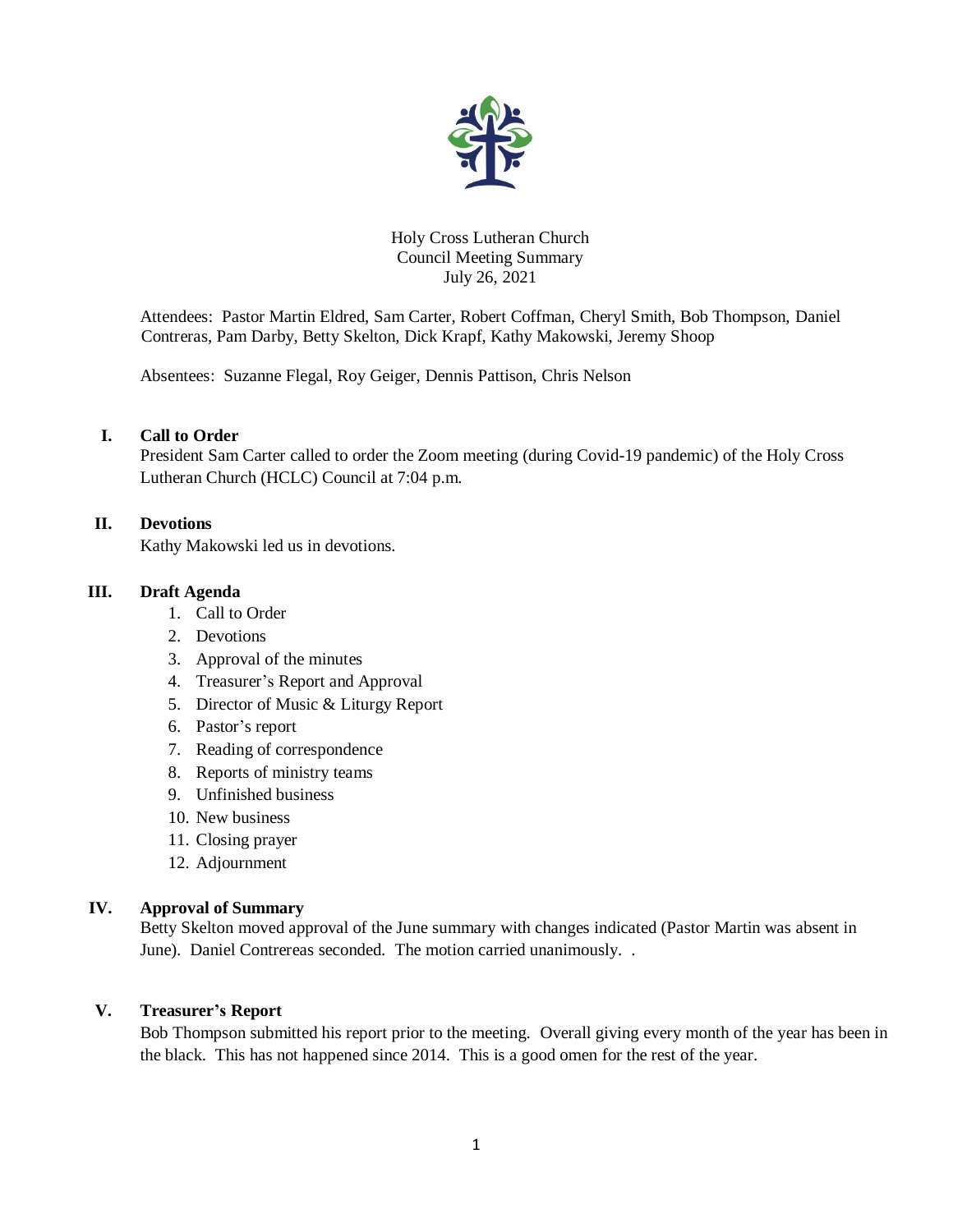# Holy Cross Lutheran Church
## Council Meeting Summary
## July 26, 2021

Attendees: Pastor Martin Eldred, Sam Carter, Robert Coffman, Cheryl Smith, Bob Thompson, Daniel Contreras, Pam Darby, Betty Skelton, Dick Krapf, Kathy Makowski, Jeremy Shoop

Absentees: Suzanne Flegal, Roy Geiger, Dennis Pattison, Chris Nelson

### I. Call to Order

President Sam Carter called to order the Zoom meeting (during Covid-19 pandemic) of the Holy Cross Lutheran Church (HCLC) Council at 7:04 p.m.

### II. Devotions

Kathy Makowski led us in devotions.

### III. Draft Agenda

1. Call to Order
2. Devotions
3. Approval of the minutes
4. Treasurer's Report and Approval
5. Director of Music & Liturgy Report
6. Pastor's report
7. Reading of correspondence
8. Reports of ministry teams
9. Unfinished business
10. New business
11. Closing prayer
12. Adjournment

### IV. Approval of Summary

Betty Skelton moved approval of the June summary with changes indicated (Pastor Martin was absent in June). Daniel Contrereas seconded. The motion carried unanimously. .

### V. Treasurer's Report

Bob Thompson submitted his report prior to the meeting. Overall giving every month of the year has been in the black. This has not happened since 2014. This is a good omen for the rest of the year.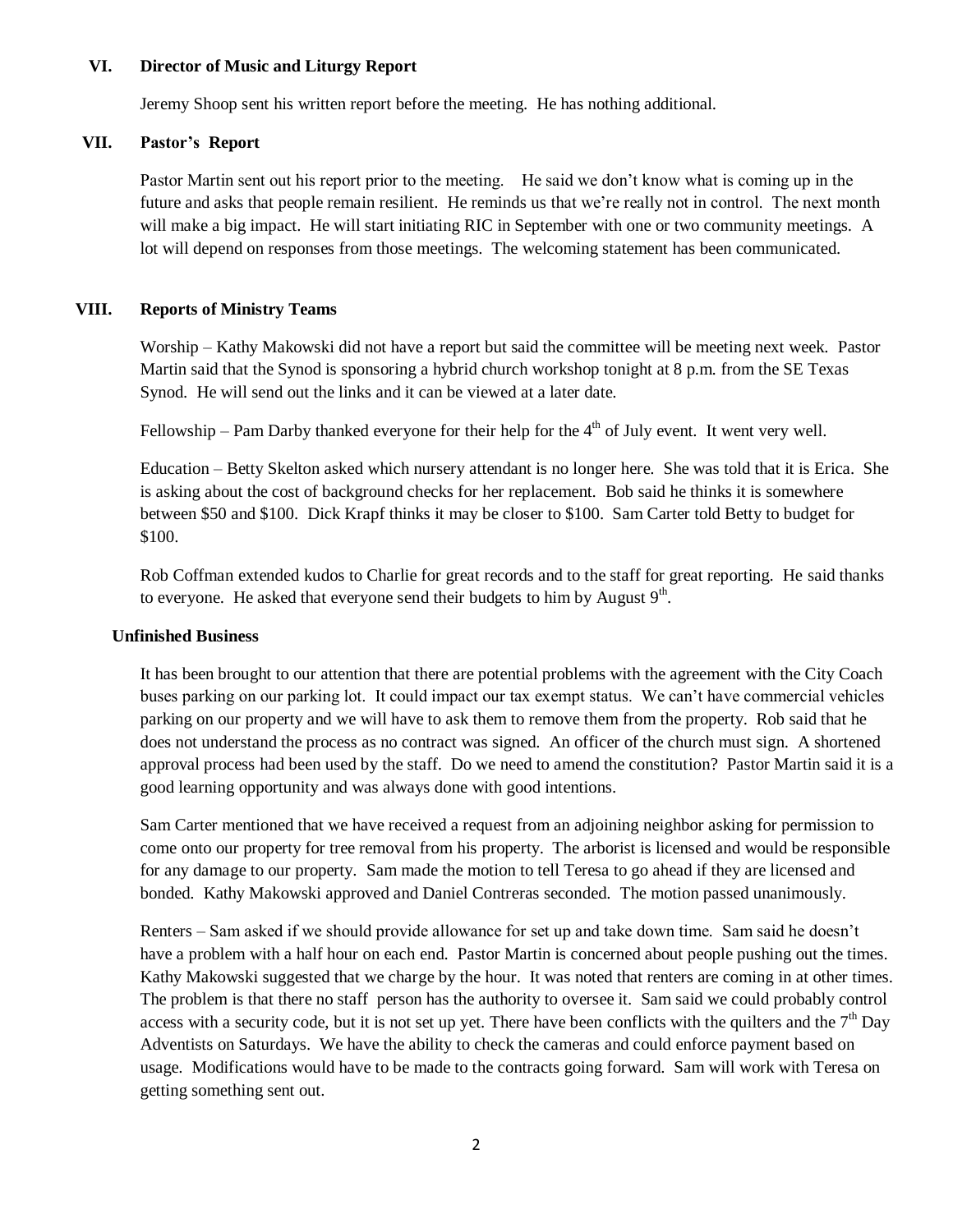## VI. Director of Music and Liturgy Report

Jeremy Shoop sent his written report before the meeting. He has nothing additional.

## VII. Pastor's Report

Pastor Martin sent out his report prior to the meeting. He said we don't know what is coming up in the future and asks that people remain resilient. He reminds us that we're really not in control. The next month will make a big impact. He will start initiating RIC in September with one or two community meetings. A lot will depend on responses from those meetings. The welcoming statement has been communicated.

## VIII. Reports of Ministry Teams

Worship – Kathy Makowski did not have a report but said the committee will be meeting next week. Pastor Martin said that the Synod is sponsoring a hybrid church workshop tonight at 8 p.m. from the SE Texas Synod. He will send out the links and it can be viewed at a later date.

Fellowship – Pam Darby thanked everyone for their help for the 4th of July event. It went very well.

Education – Betty Skelton asked which nursery attendant is no longer here. She was told that it is Erica. She is asking about the cost of background checks for her replacement. Bob said he thinks it is somewhere between $50 and $100. Dick Krapf thinks it may be closer to $100. Sam Carter told Betty to budget for $100.

Rob Coffman extended kudos to Charlie for great records and to the staff for great reporting. He said thanks to everyone. He asked that everyone send their budgets to him by August 9th.

## Unfinished Business

It has been brought to our attention that there are potential problems with the agreement with the City Coach buses parking on our parking lot. It could impact our tax exempt status. We can't have commercial vehicles parking on our property and we will have to ask them to remove them from the property. Rob said that he does not understand the process as no contract was signed. An officer of the church must sign. A shortened approval process had been used by the staff. Do we need to amend the constitution? Pastor Martin said it is a good learning opportunity and was always done with good intentions.

Sam Carter mentioned that we have received a request from an adjoining neighbor asking for permission to come onto our property for tree removal from his property. The arborist is licensed and would be responsible for any damage to our property. Sam made the motion to tell Teresa to go ahead if they are licensed and bonded. Kathy Makowski approved and Daniel Contreras seconded. The motion passed unanimously.

Renters – Sam asked if we should provide allowance for set up and take down time. Sam said he doesn't have a problem with a half hour on each end. Pastor Martin is concerned about people pushing out the times. Kathy Makowski suggested that we charge by the hour. It was noted that renters are coming in at other times. The problem is that there no staff person has the authority to oversee it. Sam said we could probably control access with a security code, but it is not set up yet. There have been conflicts with the quilters and the 7th Day Adventists on Saturdays. We have the ability to check the cameras and could enforce payment based on usage. Modifications would have to be made to the contracts going forward. Sam will work with Teresa on getting something sent out.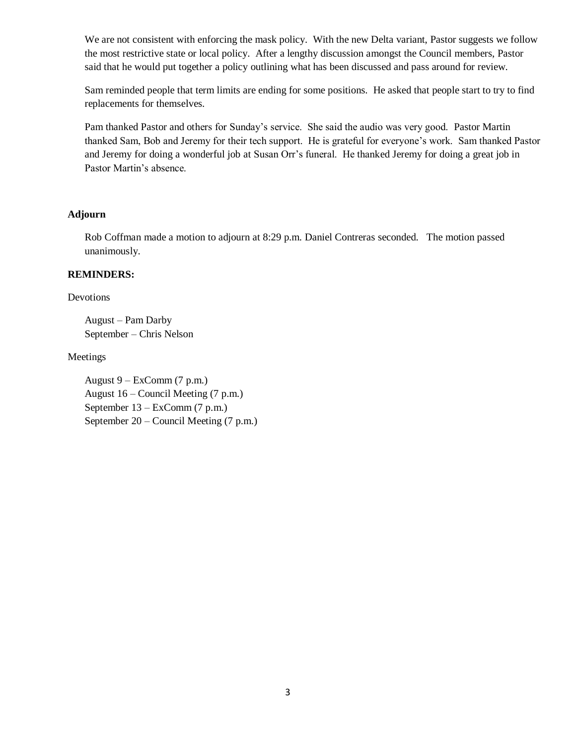We are not consistent with enforcing the mask policy. With the new Delta variant, Pastor suggests we follow the most restrictive state or local policy. After a lengthy discussion amongst the Council members, Pastor said that he would put together a policy outlining what has been discussed and pass around for review.

Sam reminded people that term limits are ending for some positions. He asked that people start to try to find replacements for themselves.

Pam thanked Pastor and others for Sunday's service. She said the audio was very good. Pastor Martin thanked Sam, Bob and Jeremy for their tech support. He is grateful for everyone's work. Sam thanked Pastor and Jeremy for doing a wonderful job at Susan Orr's funeral. He thanked Jeremy for doing a great job in Pastor Martin's absence.

**Adjourn**

Rob Coffman made a motion to adjourn at 8:29 p.m. Daniel Contreras seconded. The motion passed unanimously.

**REMINDERS:**

Devotions

August – Pam Darby
September – Chris Nelson

Meetings

August 9 – ExComm (7 p.m.)
August 16 – Council Meeting (7 p.m.)
September 13 – ExComm (7 p.m.)
September 20 – Council Meeting (7 p.m.)